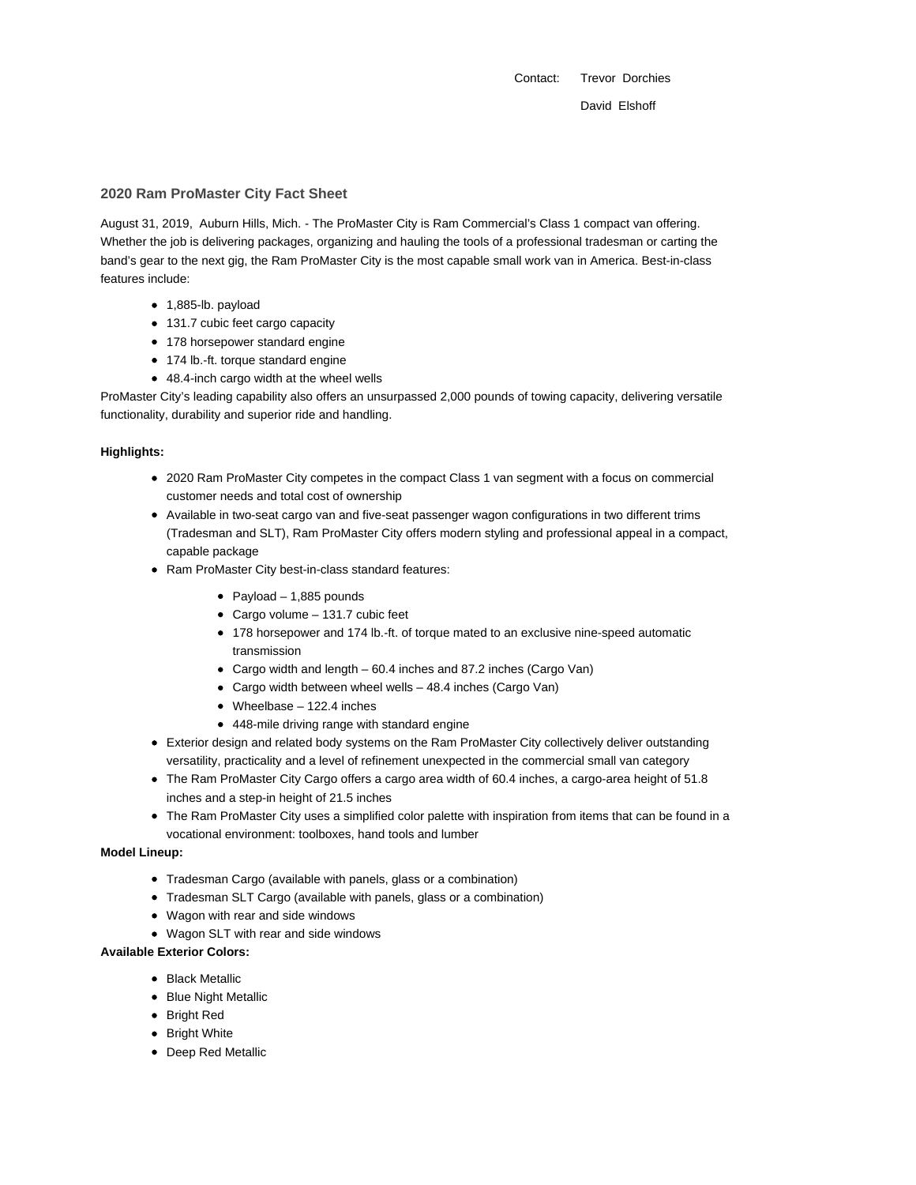Contact: Trevor Dorchies

David Elshoff

## 2020 Ram ProMaster City Fact Sheet

August 31, 2019, Auburn Hills, Mich. - The ProMaster City is Ram Commercial's Class 1 compact van offering. Whether the job is delivering packages, organizing and hauling the tools of a professional tradesman or carting the band's gear to the next gig, the Ram ProMaster City is the most capable small work van in America. Best-in-class features include:

- 1,885-lb. payload
- 131.7 cubic feet cargo capacity
- 178 horsepower standard engine
- 174 lb.-ft. torque standard engine
- 48.4-inch cargo width at the wheel wells

ProMaster City's leading capability also offers an unsurpassed 2,000 pounds of towing capacity, delivering versatile functionality, durability and superior ride and handling.

**Highlights:**

- 2020 Ram ProMaster City competes in the compact Class 1 van segment with a focus on commercial customer needs and total cost of ownership
- Available in two-seat cargo van and five-seat passenger wagon configurations in two different trims (Tradesman and SLT), Ram ProMaster City offers modern styling and professional appeal in a compact, capable package
- Ram ProMaster City best-in-class standard features:
  - Payload – 1,885 pounds
  - Cargo volume – 131.7 cubic feet
  - 178 horsepower and 174 lb.-ft. of torque mated to an exclusive nine-speed automatic transmission
  - Cargo width and length – 60.4 inches and 87.2 inches (Cargo Van)
  - Cargo width between wheel wells – 48.4 inches (Cargo Van)
  - Wheelbase – 122.4 inches
  - 448-mile driving range with standard engine
- Exterior design and related body systems on the Ram ProMaster City collectively deliver outstanding versatility, practicality and a level of refinement unexpected in the commercial small van category
- The Ram ProMaster City Cargo offers a cargo area width of 60.4 inches, a cargo-area height of 51.8 inches and a step-in height of 21.5 inches
- The Ram ProMaster City uses a simplified color palette with inspiration from items that can be found in a vocational environment: toolboxes, hand tools and lumber

**Model Lineup:**

- Tradesman Cargo (available with panels, glass or a combination)
- Tradesman SLT Cargo (available with panels, glass or a combination)
- Wagon with rear and side windows
- Wagon SLT with rear and side windows

**Available Exterior Colors:**

- Black Metallic
- Blue Night Metallic
- Bright Red
- Bright White
- Deep Red Metallic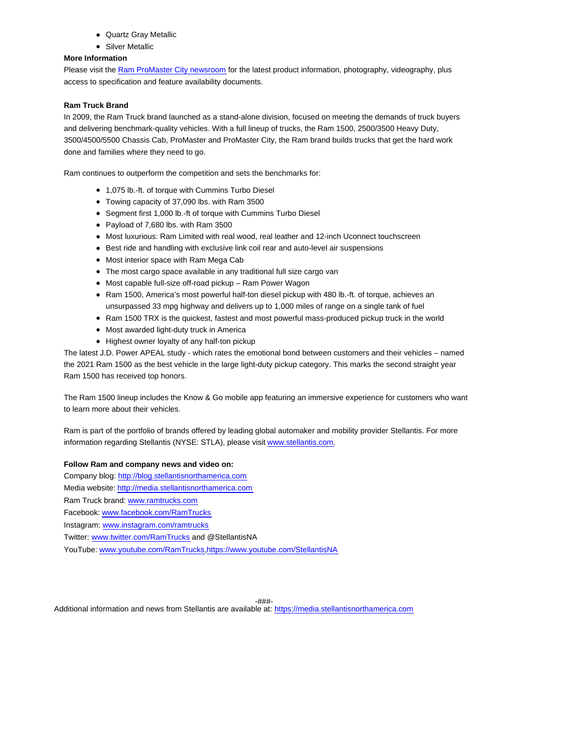- Quartz Gray Metallic
- Silver Metallic

**More Information**

Please visit the Ram ProMaster City newsroom for the latest product information, photography, videography, plus access to specification and feature availability documents.

**Ram Truck Brand**

In 2009, the Ram Truck brand launched as a stand-alone division, focused on meeting the demands of truck buyers and delivering benchmark-quality vehicles. With a full lineup of trucks, the Ram 1500, 2500/3500 Heavy Duty, 3500/4500/5500 Chassis Cab, ProMaster and ProMaster City, the Ram brand builds trucks that get the hard work done and families where they need to go.

Ram continues to outperform the competition and sets the benchmarks for:

- 1,075 lb.-ft. of torque with Cummins Turbo Diesel
- Towing capacity of 37,090 lbs. with Ram 3500
- Segment first 1,000 lb.-ft of torque with Cummins Turbo Diesel
- Payload of 7,680 lbs. with Ram 3500
- Most luxurious: Ram Limited with real wood, real leather and 12-inch Uconnect touchscreen
- Best ride and handling with exclusive link coil rear and auto-level air suspensions
- Most interior space with Ram Mega Cab
- The most cargo space available in any traditional full size cargo van
- Most capable full-size off-road pickup – Ram Power Wagon
- Ram 1500, America's most powerful half-ton diesel pickup with 480 lb.-ft. of torque, achieves an unsurpassed 33 mpg highway and delivers up to 1,000 miles of range on a single tank of fuel
- Ram 1500 TRX is the quickest, fastest and most powerful mass-produced pickup truck in the world
- Most awarded light-duty truck in America
- Highest owner loyalty of any half-ton pickup

The latest J.D. Power APEAL study - which rates the emotional bond between customers and their vehicles – named the 2021 Ram 1500 as the best vehicle in the large light-duty pickup category. This marks the second straight year Ram 1500 has received top honors.

The Ram 1500 lineup includes the Know & Go mobile app featuring an immersive experience for customers who want to learn more about their vehicles.

Ram is part of the portfolio of brands offered by leading global automaker and mobility provider Stellantis. For more information regarding Stellantis (NYSE: STLA), please visit www.stellantis.com.

**Follow Ram and company news and video on:**

Company blog: http://blog.stellantisnorthamerica.com  
Media website: http://media.stellantisnorthamerica.com  
Ram Truck brand: www.ramtrucks.com  
Facebook: www.facebook.com/RamTrucks  
Instagram: www.instagram.com/ramtrucks  
Twitter: www.twitter.com/RamTrucks and @StellantisNA  
YouTube: www.youtube.com/RamTrucks,https://www.youtube.com/StellantisNA

-###-

Additional information and news from Stellantis are available at: https://media.stellantisnorthamerica.com